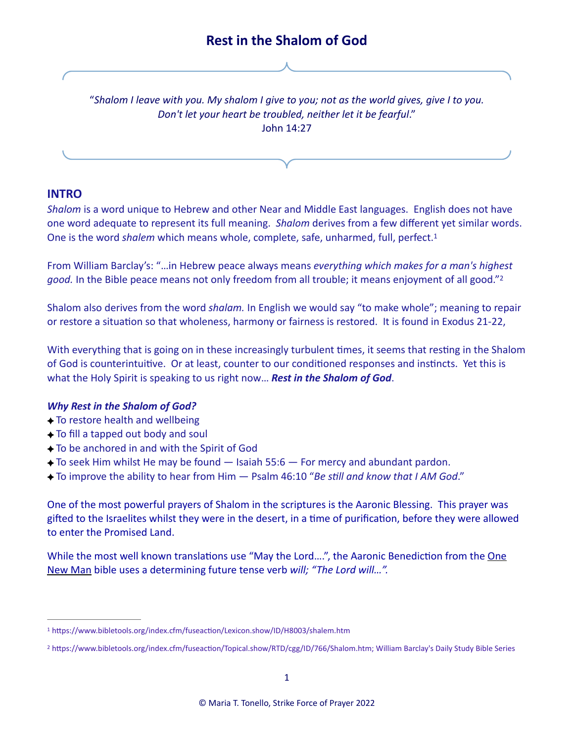# Rest in the Shalom of God

> "*Shalom I leave with you. My shalom I give to you; not as the world gives, give I to you. Don't let your heart be troubled, neither let it be fearful*."
> John 14:27

## INTRO

*Shalom* is a word unique to Hebrew and other Near and Middle East languages. English does not have one word adequate to represent its full meaning. *Shalom* derives from a few different yet similar words. One is the word *shalem* which means whole, complete, safe, unharmed, full, perfect.[1]

From William Barclay's: "…in Hebrew peace always means *everything which makes for a man's highest good.* In the Bible peace means not only freedom from all trouble; it means enjoyment of all good."[2]

Shalom also derives from the word *shalam.* In English we would say "to make whole"; meaning to repair or restore a situation so that wholeness, harmony or fairness is restored. It is found in Exodus 21-22,

With everything that is going on in these increasingly turbulent times, it seems that resting in the Shalom of God is counterintuitive. Or at least, counter to our conditioned responses and instincts. Yet this is what the Holy Spirit is speaking to us right now… ***Rest in the Shalom of God***.

***Why Rest in the Shalom of God?***

- ✦ To restore health and wellbeing
- ✦ To fill a tapped out body and soul
- ✦ To be anchored in and with the Spirit of God
- ✦ To seek Him whilst He may be found — Isaiah 55:6 — For mercy and abundant pardon.
- ✦ To improve the ability to hear from Him — Psalm 46:10 "*Be still and know that I AM God*."

One of the most powerful prayers of Shalom in the scriptures is the Aaronic Blessing. This prayer was gifted to the Israelites whilst they were in the desert, in a time of purification, before they were allowed to enter the Promised Land.

While the most well known translations use "May the Lord….", the Aaronic Benediction from the One New Man bible uses a determining future tense verb *will; "The Lord will…".*

---

[1] https://www.bibletools.org/index.cfm/fuseaction/Lexicon.show/ID/H8003/shalem.htm

[2] https://www.bibletools.org/index.cfm/fuseaction/Topical.show/RTD/cgg/ID/766/Shalom.htm; William Barclay's Daily Study Bible Series

© Maria T. Tonello, Strike Force of Prayer 2022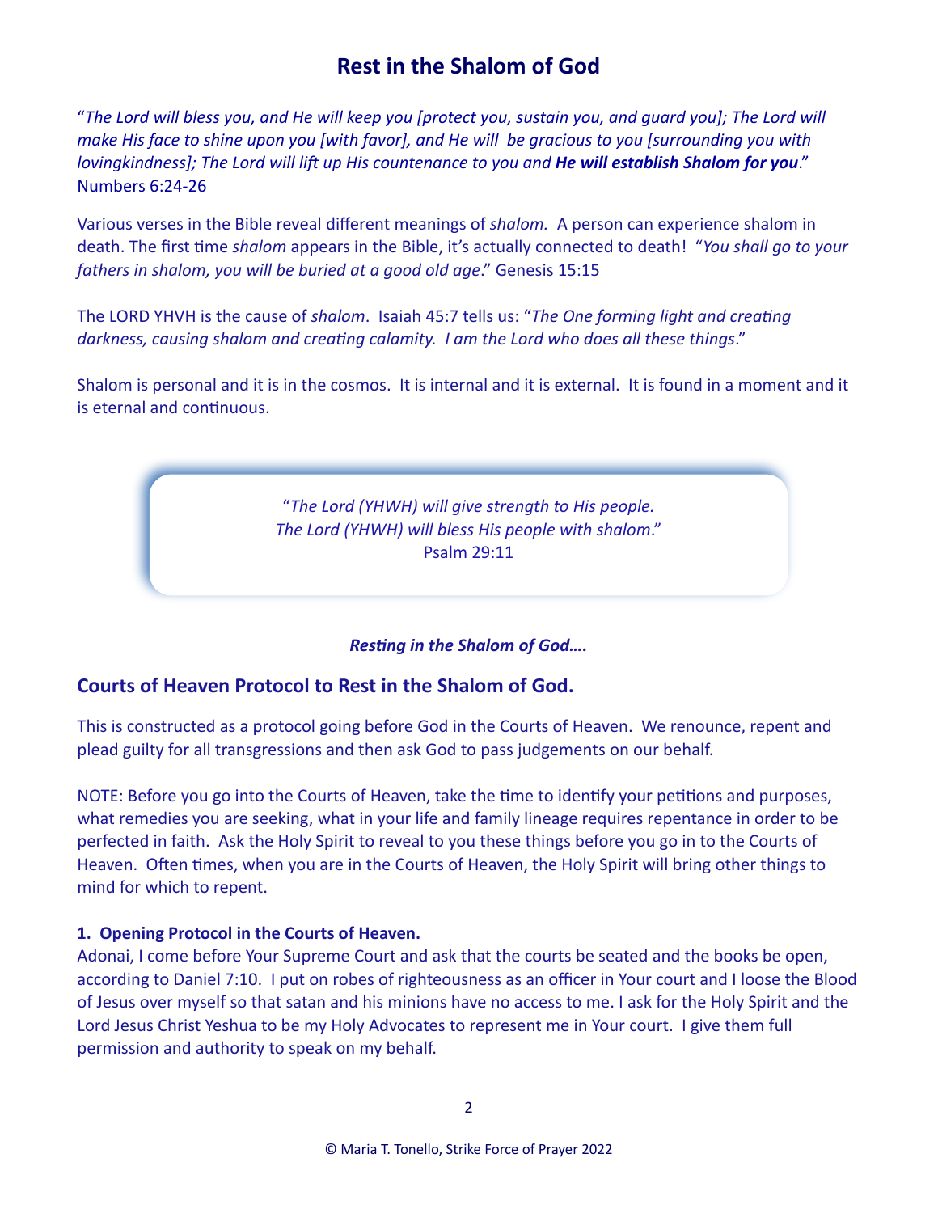# Rest in the Shalom of God

"*The Lord will bless you, and He will keep you [protect you, sustain you, and guard you]; The Lord will make His face to shine upon you [with favor], and He will be gracious to you [surrounding you with lovingkindness]; The Lord will lift up His countenance to you and **He will establish Shalom for you**.*" Numbers 6:24-26

Various verses in the Bible reveal different meanings of *shalom.* A person can experience shalom in death. The first time *shalom* appears in the Bible, it's actually connected to death! "*You shall go to your fathers in shalom, you will be buried at a good old age*." Genesis 15:15

The LORD YHVH is the cause of *shalom*. Isaiah 45:7 tells us: "*The One forming light and creating darkness, causing shalom and creating calamity. I am the Lord who does all these things*."

Shalom is personal and it is in the cosmos. It is internal and it is external. It is found in a moment and it is eternal and continuous.

> "*The Lord (YHWH) will give strength to His people.*
> *The Lord (YHWH) will bless His people with shalom*."
> Psalm 29:11

***Resting in the Shalom of God….***

## Courts of Heaven Protocol to Rest in the Shalom of God.

This is constructed as a protocol going before God in the Courts of Heaven. We renounce, repent and plead guilty for all transgressions and then ask God to pass judgements on our behalf.

NOTE: Before you go into the Courts of Heaven, take the time to identify your petitions and purposes, what remedies you are seeking, what in your life and family lineage requires repentance in order to be perfected in faith. Ask the Holy Spirit to reveal to you these things before you go in to the Courts of Heaven. Often times, when you are in the Courts of Heaven, the Holy Spirit will bring other things to mind for which to repent.

**1. Opening Protocol in the Courts of Heaven.**
Adonai, I come before Your Supreme Court and ask that the courts be seated and the books be open, according to Daniel 7:10. I put on robes of righteousness as an officer in Your court and I loose the Blood of Jesus over myself so that satan and his minions have no access to me. I ask for the Holy Spirit and the Lord Jesus Christ Yeshua to be my Holy Advocates to represent me in Your court. I give them full permission and authority to speak on my behalf.

© Maria T. Tonello, Strike Force of Prayer 2022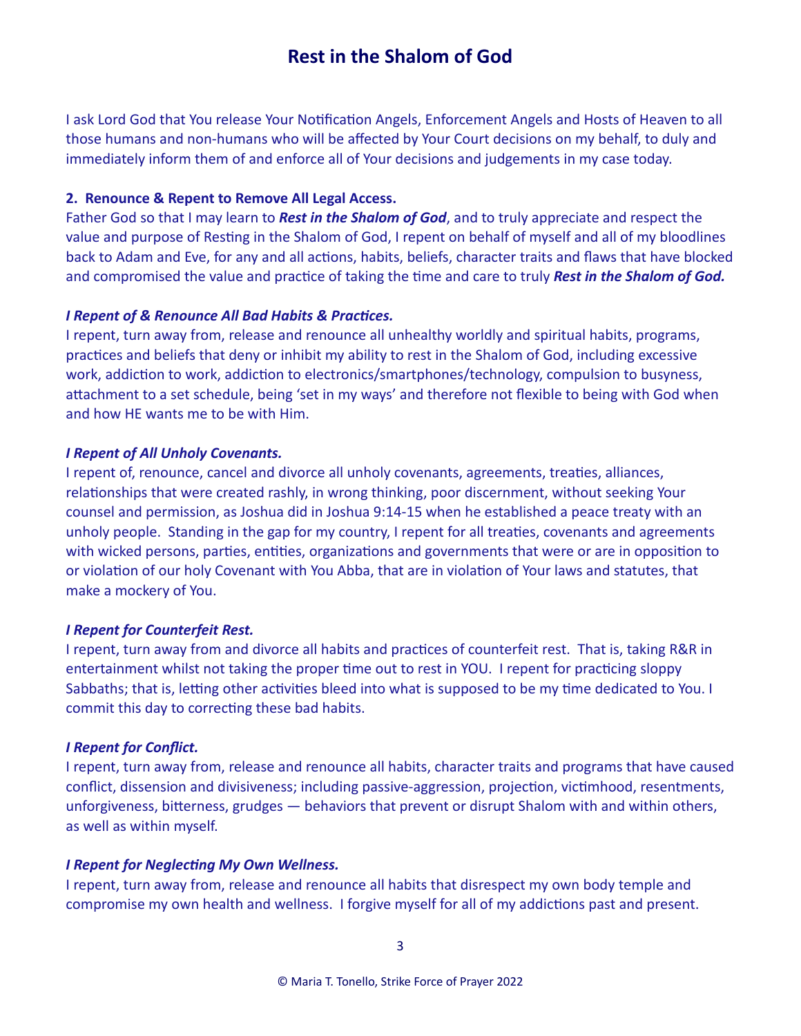I ask Lord God that You release Your Notification Angels, Enforcement Angels and Hosts of Heaven to all those humans and non-humans who will be affected by Your Court decisions on my behalf, to duly and immediately inform them of and enforce all of Your decisions and judgements in my case today.

**2. Renounce & Repent to Remove All Legal Access.**

Father God so that I may learn to ***Rest in the Shalom of God***, and to truly appreciate and respect the value and purpose of Resting in the Shalom of God, I repent on behalf of myself and all of my bloodlines back to Adam and Eve, for any and all actions, habits, beliefs, character traits and flaws that have blocked and compromised the value and practice of taking the time and care to truly ***Rest in the Shalom of God.***

***I Repent of & Renounce All Bad Habits & Practices.***

I repent, turn away from, release and renounce all unhealthy worldly and spiritual habits, programs, practices and beliefs that deny or inhibit my ability to rest in the Shalom of God, including excessive work, addiction to work, addiction to electronics/smartphones/technology, compulsion to busyness, attachment to a set schedule, being 'set in my ways' and therefore not flexible to being with God when and how HE wants me to be with Him.

***I Repent of All Unholy Covenants.***

I repent of, renounce, cancel and divorce all unholy covenants, agreements, treaties, alliances, relationships that were created rashly, in wrong thinking, poor discernment, without seeking Your counsel and permission, as Joshua did in Joshua 9:14-15 when he established a peace treaty with an unholy people. Standing in the gap for my country, I repent for all treaties, covenants and agreements with wicked persons, parties, entities, organizations and governments that were or are in opposition to or violation of our holy Covenant with You Abba, that are in violation of Your laws and statutes, that make a mockery of You.

***I Repent for Counterfeit Rest.***

I repent, turn away from and divorce all habits and practices of counterfeit rest. That is, taking R&R in entertainment whilst not taking the proper time out to rest in YOU. I repent for practicing sloppy Sabbaths; that is, letting other activities bleed into what is supposed to be my time dedicated to You. I commit this day to correcting these bad habits.

***I Repent for Conflict.***

I repent, turn away from, release and renounce all habits, character traits and programs that have caused conflict, dissension and divisiveness; including passive-aggression, projection, victimhood, resentments, unforgiveness, bitterness, grudges — behaviors that prevent or disrupt Shalom with and within others, as well as within myself.

***I Repent for Neglecting My Own Wellness.***

I repent, turn away from, release and renounce all habits that disrespect my own body temple and compromise my own health and wellness. I forgive myself for all of my addictions past and present.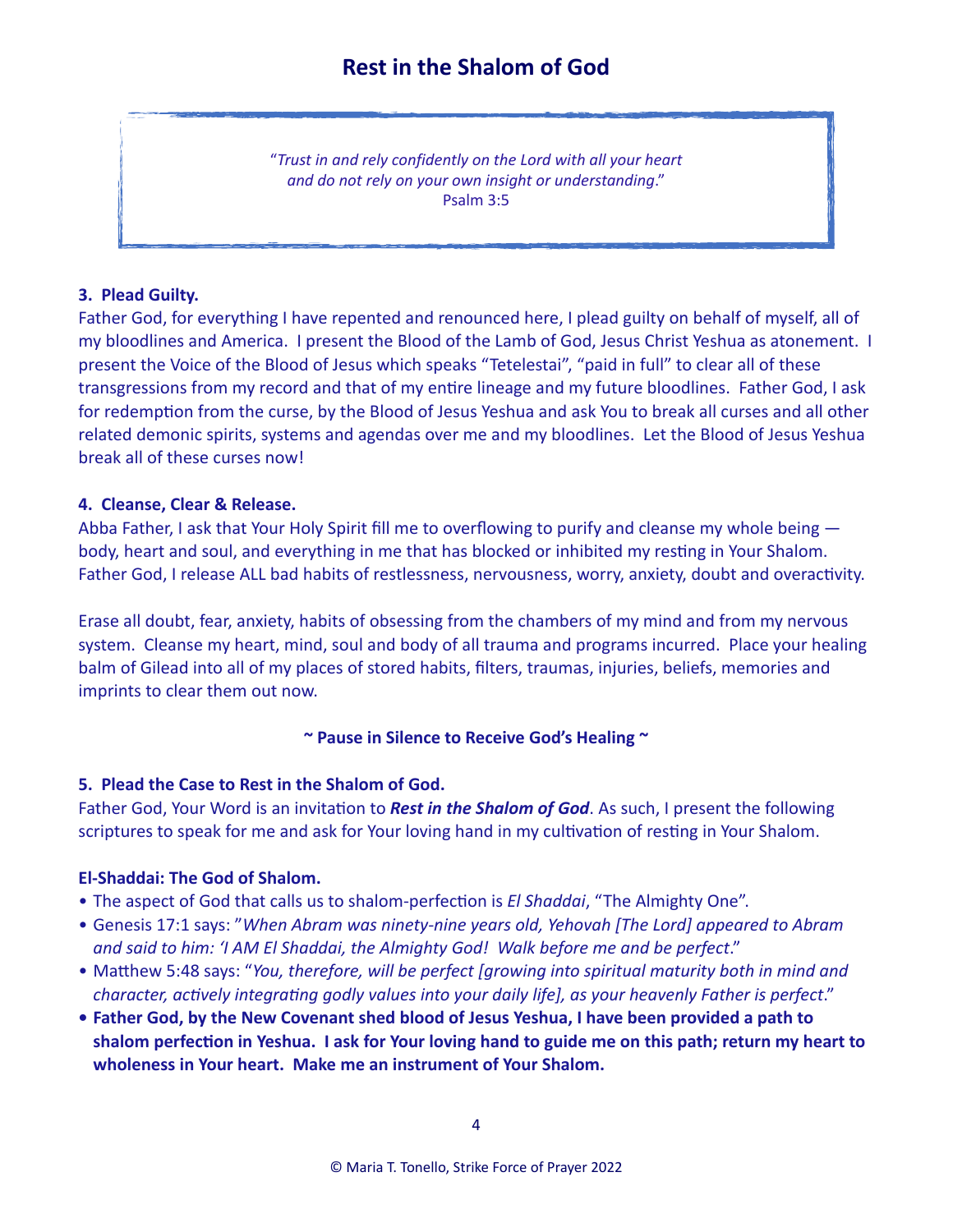# Rest in the Shalom of God

> "*Trust in and rely confidently on the Lord with all your heart and do not rely on your own insight or understanding*."
> Psalm 3:5

**3. Plead Guilty.**
Father God, for everything I have repented and renounced here, I plead guilty on behalf of myself, all of my bloodlines and America. I present the Blood of the Lamb of God, Jesus Christ Yeshua as atonement. I present the Voice of the Blood of Jesus which speaks "Tetelestai", "paid in full" to clear all of these transgressions from my record and that of my entire lineage and my future bloodlines. Father God, I ask for redemption from the curse, by the Blood of Jesus Yeshua and ask You to break all curses and all other related demonic spirits, systems and agendas over me and my bloodlines. Let the Blood of Jesus Yeshua break all of these curses now!

**4. Cleanse, Clear & Release.**
Abba Father, I ask that Your Holy Spirit fill me to overflowing to purify and cleanse my whole being — body, heart and soul, and everything in me that has blocked or inhibited my resting in Your Shalom. Father God, I release ALL bad habits of restlessness, nervousness, worry, anxiety, doubt and overactivity.

Erase all doubt, fear, anxiety, habits of obsessing from the chambers of my mind and from my nervous system. Cleanse my heart, mind, soul and body of all trauma and programs incurred. Place your healing balm of Gilead into all of my places of stored habits, filters, traumas, injuries, beliefs, memories and imprints to clear them out now.

**~ Pause in Silence to Receive God's Healing ~**

**5. Plead the Case to Rest in the Shalom of God.**
Father God, Your Word is an invitation to ***Rest in the Shalom of God***. As such, I present the following scriptures to speak for me and ask for Your loving hand in my cultivation of resting in Your Shalom.

**El-Shaddai: The God of Shalom.**

- The aspect of God that calls us to shalom-perfection is *El Shaddai*, "The Almighty One".
- Genesis 17:1 says: "*When Abram was ninety-nine years old, Yehovah [The Lord] appeared to Abram and said to him: 'I AM El Shaddai, the Almighty God! Walk before me and be perfect*."
- Matthew 5:48 says: "*You, therefore, will be perfect [growing into spiritual maturity both in mind and character, actively integrating godly values into your daily life], as your heavenly Father is perfect*."
- **Father God, by the New Covenant shed blood of Jesus Yeshua, I have been provided a path to shalom perfection in Yeshua. I ask for Your loving hand to guide me on this path; return my heart to wholeness in Your heart. Make me an instrument of Your Shalom.**

© Maria T. Tonello, Strike Force of Prayer 2022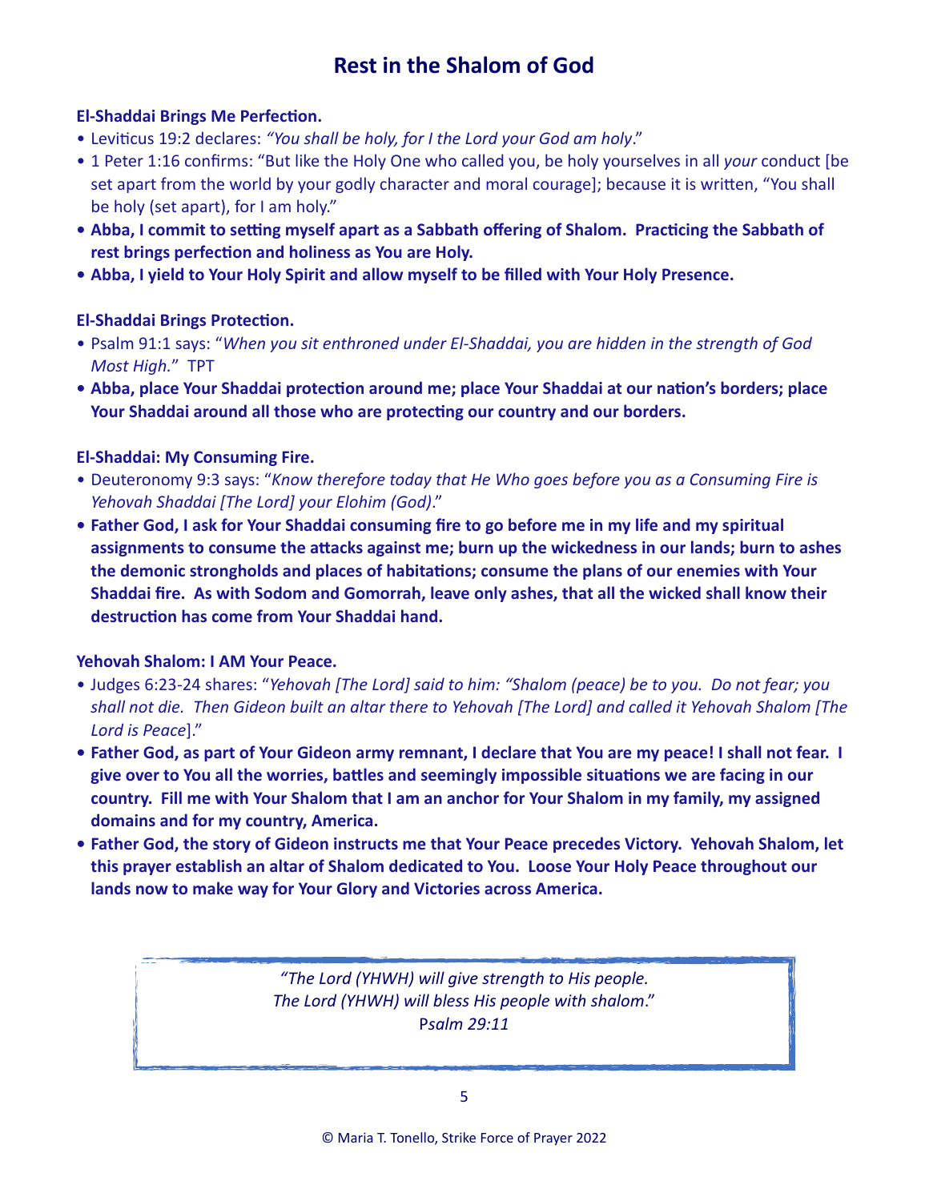# Rest in the Shalom of God

**El-Shaddai Brings Me Perfection.**

- Leviticus 19:2 declares: *"You shall be holy, for I the Lord your God am holy*."
- 1 Peter 1:16 confirms: "But like the Holy One who called you, be holy yourselves in all *your* conduct [be set apart from the world by your godly character and moral courage]; because it is written, "You shall be holy (set apart), for I am holy."
- **Abba, I commit to setting myself apart as a Sabbath offering of Shalom. Practicing the Sabbath of rest brings perfection and holiness as You are Holy.**
- **Abba, I yield to Your Holy Spirit and allow myself to be filled with Your Holy Presence.**

**El-Shaddai Brings Protection.**

- Psalm 91:1 says: "*When you sit enthroned under El-Shaddai, you are hidden in the strength of God Most High.*" TPT
- **Abba, place Your Shaddai protection around me; place Your Shaddai at our nation's borders; place Your Shaddai around all those who are protecting our country and our borders.**

**El-Shaddai: My Consuming Fire.**

- Deuteronomy 9:3 says: "*Know therefore today that He Who goes before you as a Consuming Fire is Yehovah Shaddai [The Lord] your Elohim (God)*."
- **Father God, I ask for Your Shaddai consuming fire to go before me in my life and my spiritual assignments to consume the attacks against me; burn up the wickedness in our lands; burn to ashes the demonic strongholds and places of habitations; consume the plans of our enemies with Your Shaddai fire. As with Sodom and Gomorrah, leave only ashes, that all the wicked shall know their destruction has come from Your Shaddai hand.**

**Yehovah Shalom: I AM Your Peace.**

- Judges 6:23-24 shares: "*Yehovah [The Lord] said to him: "Shalom (peace) be to you. Do not fear; you shall not die. Then Gideon built an altar there to Yehovah [The Lord] and called it Yehovah Shalom [The Lord is Peace*]."
- **Father God, as part of Your Gideon army remnant, I declare that You are my peace! I shall not fear. I give over to You all the worries, battles and seemingly impossible situations we are facing in our country. Fill me with Your Shalom that I am an anchor for Your Shalom in my family, my assigned domains and for my country, America.**
- **Father God, the story of Gideon instructs me that Your Peace precedes Victory. Yehovah Shalom, let this prayer establish an altar of Shalom dedicated to You. Loose Your Holy Peace throughout our lands now to make way for Your Glory and Victories across America.**

> *"The Lord (YHWH) will give strength to His people.*
> *The Lord (YHWH) will bless His people with shalom*."
> P*salm 29:11*

© Maria T. Tonello, Strike Force of Prayer 2022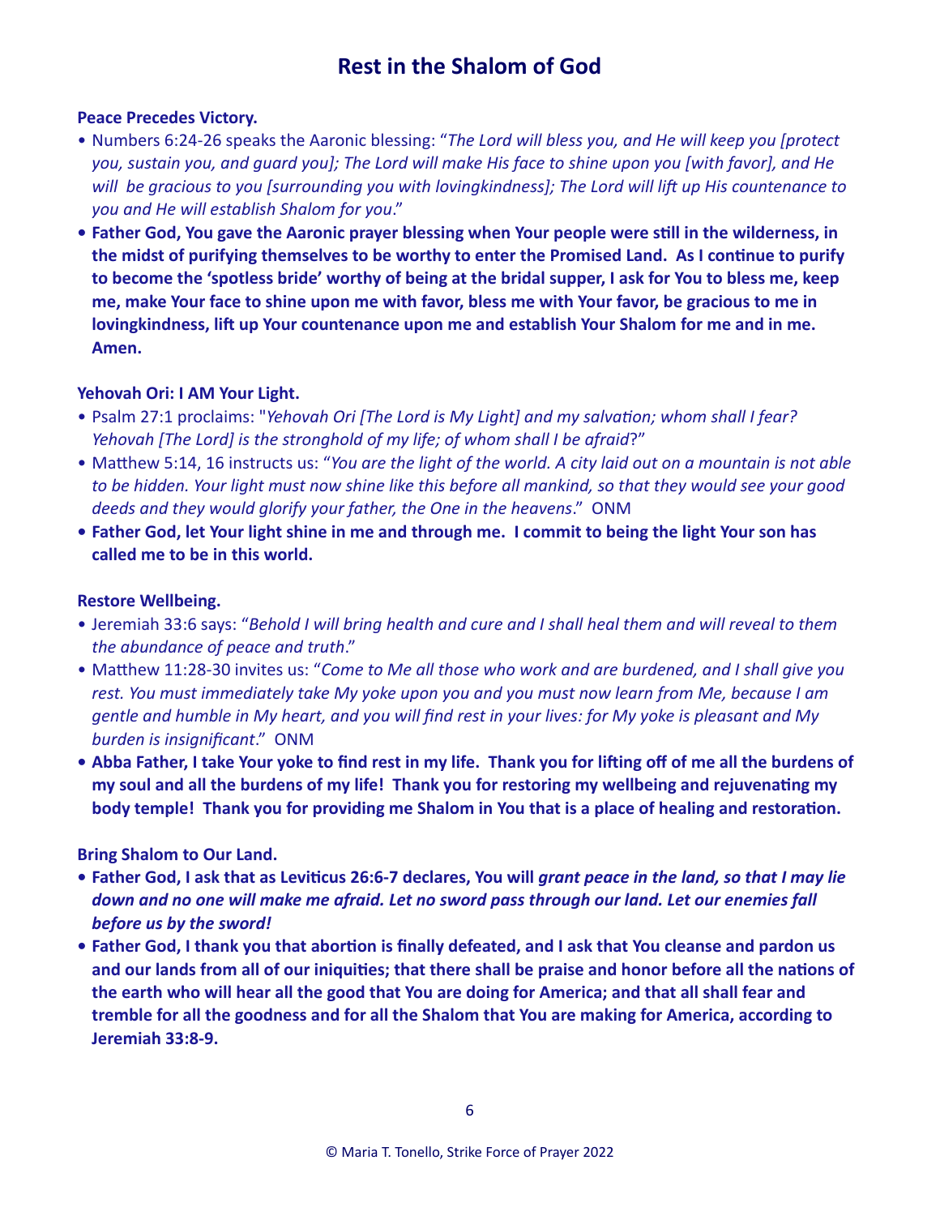# Rest in the Shalom of God

**Peace Precedes Victory.**

- Numbers 6:24-26 speaks the Aaronic blessing: "*The Lord will bless you, and He will keep you [protect you, sustain you, and guard you]; The Lord will make His face to shine upon you [with favor], and He will be gracious to you [surrounding you with lovingkindness]; The Lord will lift up His countenance to you and He will establish Shalom for you*."
- **Father God, You gave the Aaronic prayer blessing when Your people were still in the wilderness, in the midst of purifying themselves to be worthy to enter the Promised Land. As I continue to purify to become the 'spotless bride' worthy of being at the bridal supper, I ask for You to bless me, keep me, make Your face to shine upon me with favor, bless me with Your favor, be gracious to me in lovingkindness, lift up Your countenance upon me and establish Your Shalom for me and in me. Amen.**

**Yehovah Ori: I AM Your Light.**

- Psalm 27:1 proclaims: "*Yehovah Ori [The Lord is My Light] and my salvation; whom shall I fear? Yehovah [The Lord] is the stronghold of my life; of whom shall I be afraid*?"
- Matthew 5:14, 16 instructs us: "*You are the light of the world. A city laid out on a mountain is not able to be hidden. Your light must now shine like this before all mankind, so that they would see your good deeds and they would glorify your father, the One in the heavens*." ONM
- **Father God, let Your light shine in me and through me. I commit to being the light Your son has called me to be in this world.**

**Restore Wellbeing.**

- Jeremiah 33:6 says: "*Behold I will bring health and cure and I shall heal them and will reveal to them the abundance of peace and truth*."
- Matthew 11:28-30 invites us: "*Come to Me all those who work and are burdened, and I shall give you rest. You must immediately take My yoke upon you and you must now learn from Me, because I am gentle and humble in My heart, and you will find rest in your lives: for My yoke is pleasant and My burden is insignificant*." ONM
- **Abba Father, I take Your yoke to find rest in my life. Thank you for lifting off of me all the burdens of my soul and all the burdens of my life! Thank you for restoring my wellbeing and rejuvenating my body temple! Thank you for providing me Shalom in You that is a place of healing and restoration.**

**Bring Shalom to Our Land.**

- **Father God, I ask that as Leviticus 26:6-7 declares, You will *grant peace in the land, so that I may lie down and no one will make me afraid. Let no sword pass through our land. Let our enemies fall before us by the sword!***
- **Father God, I thank you that abortion is finally defeated, and I ask that You cleanse and pardon us and our lands from all of our iniquities; that there shall be praise and honor before all the nations of the earth who will hear all the good that You are doing for America; and that all shall fear and tremble for all the goodness and for all the Shalom that You are making for America, according to Jeremiah 33:8-9.**

© Maria T. Tonello, Strike Force of Prayer 2022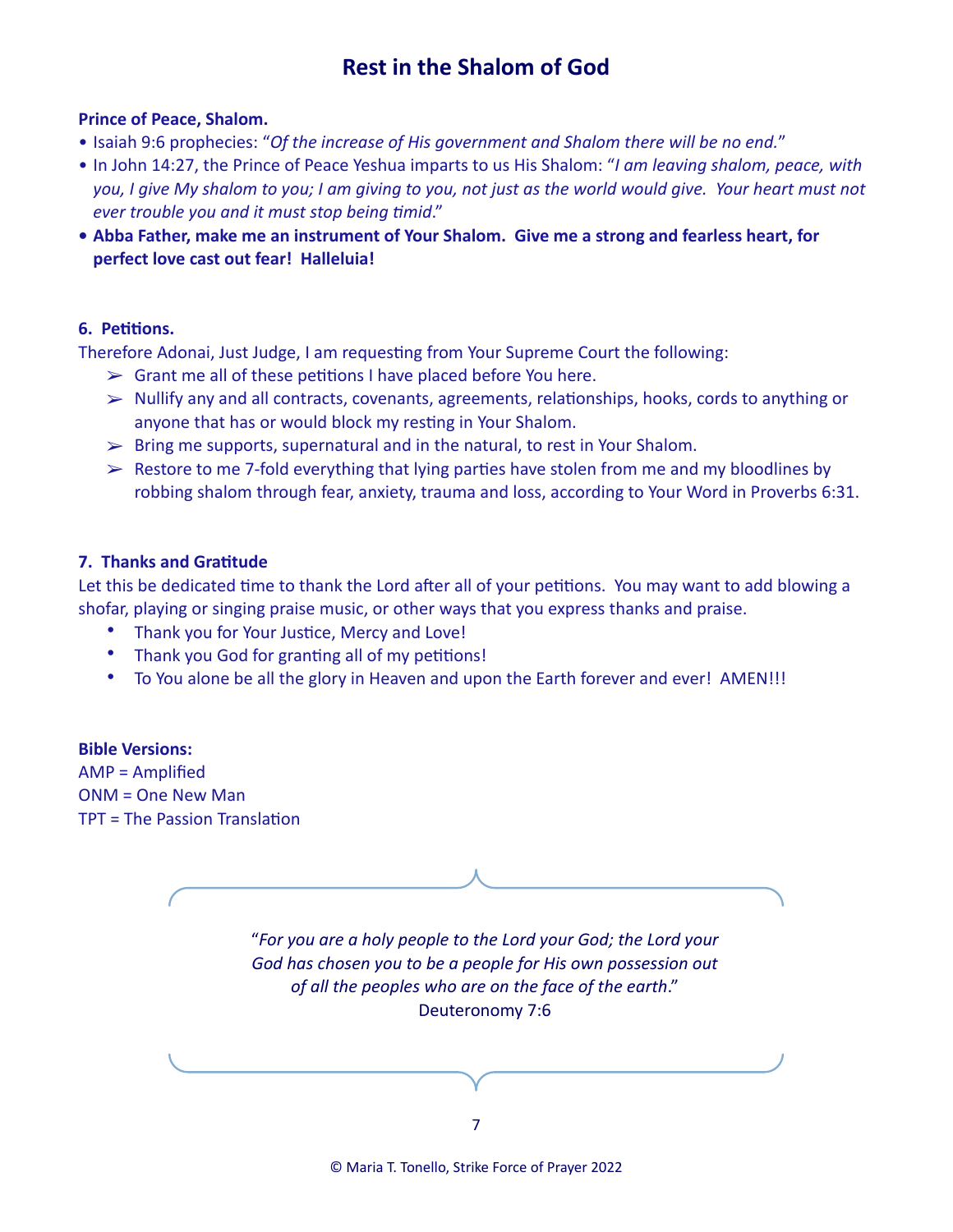## Rest in the Shalom of God

**Prince of Peace, Shalom.**

- Isaiah 9:6 prophecies: "*Of the increase of His government and Shalom there will be no end.*"
- In John 14:27, the Prince of Peace Yeshua imparts to us His Shalom: "*I am leaving shalom, peace, with you, I give My shalom to you; I am giving to you, not just as the world would give. Your heart must not ever trouble you and it must stop being timid*."
- **Abba Father, make me an instrument of Your Shalom. Give me a strong and fearless heart, for perfect love cast out fear! Halleluia!**

**6. Petitions.**

Therefore Adonai, Just Judge, I am requesting from Your Supreme Court the following:

- Grant me all of these petitions I have placed before You here.
- Nullify any and all contracts, covenants, agreements, relationships, hooks, cords to anything or anyone that has or would block my resting in Your Shalom.
- Bring me supports, supernatural and in the natural, to rest in Your Shalom.
- Restore to me 7-fold everything that lying parties have stolen from me and my bloodlines by robbing shalom through fear, anxiety, trauma and loss, according to Your Word in Proverbs 6:31.

**7. Thanks and Gratitude**

Let this be dedicated time to thank the Lord after all of your petitions. You may want to add blowing a shofar, playing or singing praise music, or other ways that you express thanks and praise.

- Thank you for Your Justice, Mercy and Love!
- Thank you God for granting all of my petitions!
- To You alone be all the glory in Heaven and upon the Earth forever and ever! AMEN!!!

**Bible Versions:**

AMP = Amplified
ONM = One New Man
TPT = The Passion Translation

"*For you are a holy people to the Lord your God; the Lord your God has chosen you to be a people for His own possession out of all the peoples who are on the face of the earth*."
Deuteronomy 7:6

© Maria T. Tonello, Strike Force of Prayer 2022